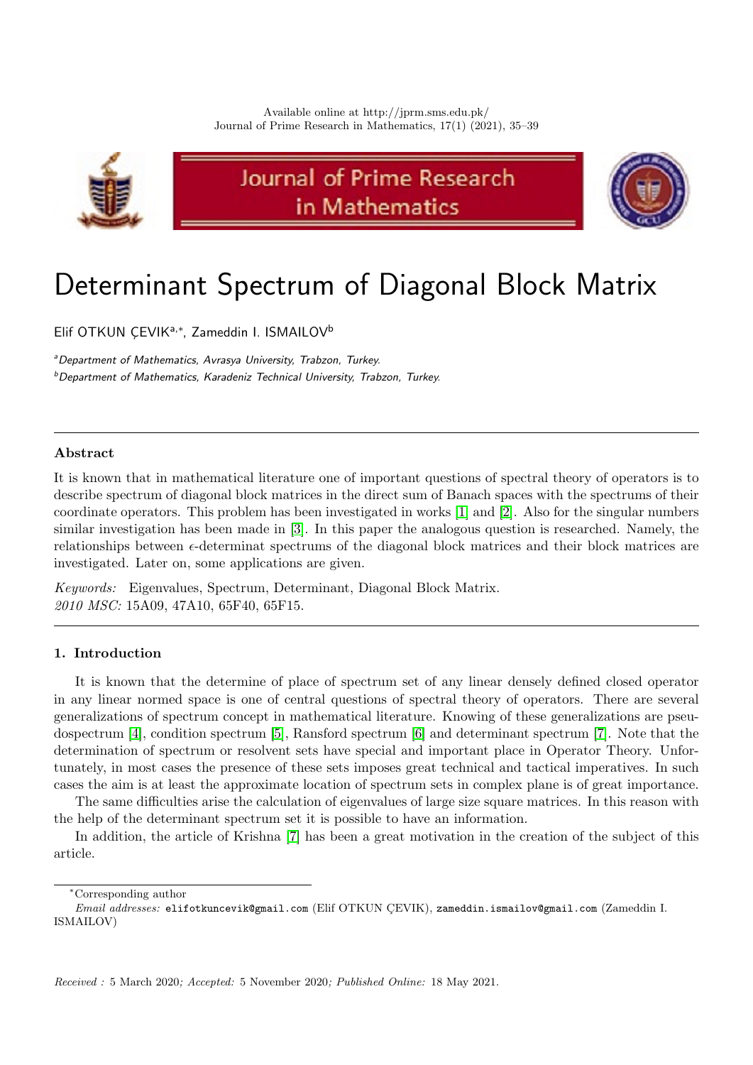Available online at http://jprm.sms.edu.pk/
Journal of Prime Research in Mathematics, 17(1) (2021), 35–39

# Determinant Spectrum of Diagonal Block Matrix

Elif OTKUN ÇEVIK[a,*], Zameddin I. ISMAILOV[b]

[a]*Department of Mathematics, Avrasya University, Trabzon, Turkey.*
[b]*Department of Mathematics, Karadeniz Technical University, Trabzon, Turkey.*

---

**Abstract**

It is known that in mathematical literature one of important questions of spectral theory of operators is to describe spectrum of diagonal block matrices in the direct sum of Banach spaces with the spectrums of their coordinate operators. This problem has been investigated in works [1] and [2]. Also for the singular numbers similar investigation has been made in [3]. In this paper the analogous question is researched. Namely, the relationships between $\epsilon$-determinat spectrums of the diagonal block matrices and their block matrices are investigated. Later on, some applications are given.

*Keywords:* Eigenvalues, Spectrum, Determinant, Diagonal Block Matrix.
*2010 MSC:* 15A09, 47A10, 65F40, 65F15.

---

## 1. Introduction

It is known that the determine of place of spectrum set of any linear densely defined closed operator in any linear normed space is one of central questions of spectral theory of operators. There are several generalizations of spectrum concept in mathematical literature. Knowing of these generalizations are pseudospectrum [4], condition spectrum [5], Ransford spectrum [6] and determinant spectrum [7]. Note that the determination of spectrum or resolvent sets have special and important place in Operator Theory. Unfortunately, in most cases the presence of these sets imposes great technical and tactical imperatives. In such cases the aim is at least the approximate location of spectrum sets in complex plane is of great importance.

The same difficulties arise the calculation of eigenvalues of large size square matrices. In this reason with the help of the determinant spectrum set it is possible to have an information.

In addition, the article of Krishna [7] has been a great motivation in the creation of the subject of this article.

---

*Corresponding author

*Email addresses:* elifotkuncevik@gmail.com (Elif OTKUN ÇEVIK), zameddin.ismailov@gmail.com (Zameddin I. ISMAILOV)

*Received :* 5 March 2020; *Accepted:* 5 November 2020; *Published Online:* 18 May 2021.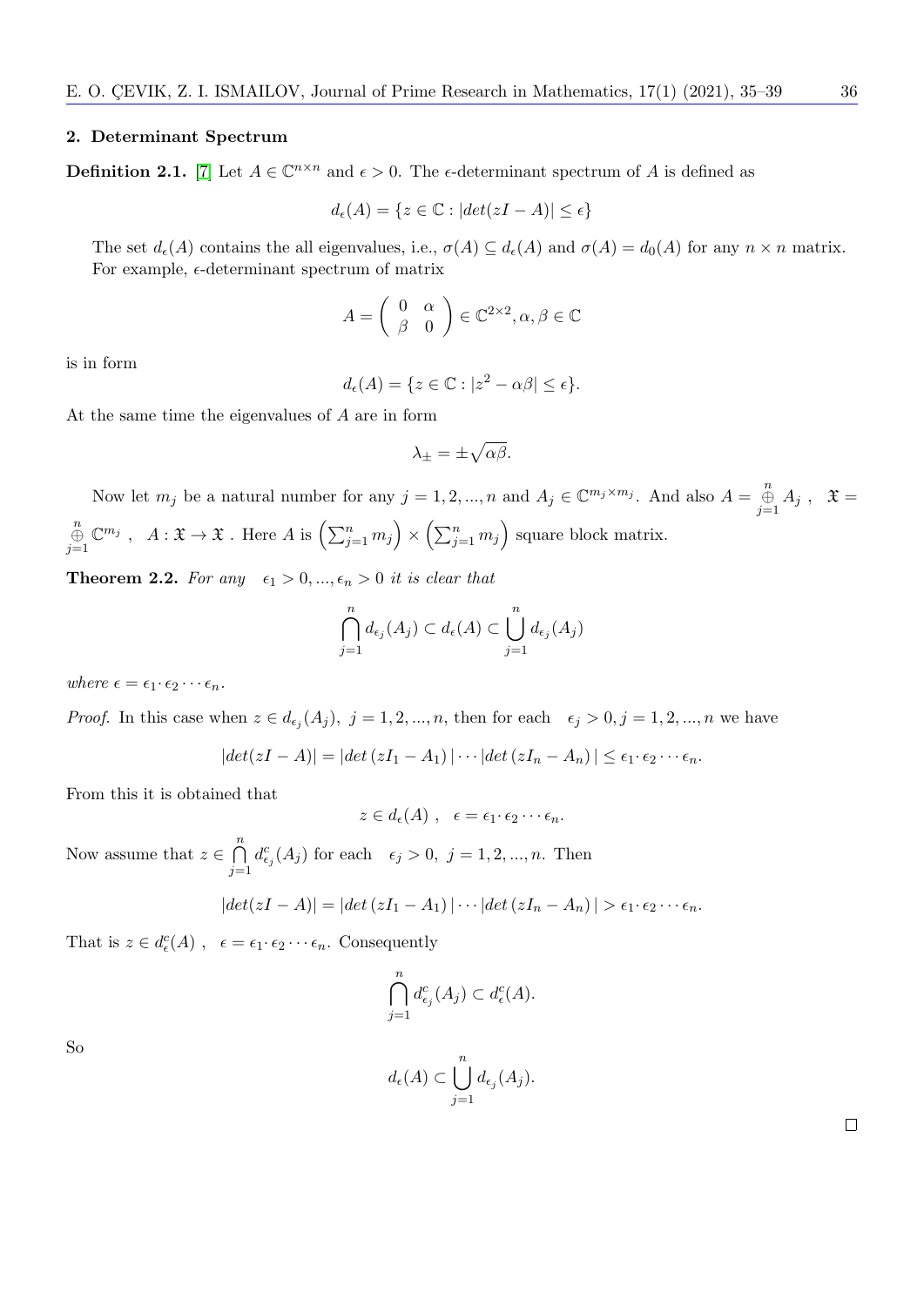## 2. Determinant Spectrum

**Definition 2.1.** [7] Let $A \in \mathbb{C}^{n\times n}$ and $\epsilon > 0$. The $\epsilon$-determinant spectrum of $A$ is defined as

$$d_\epsilon(A) = \{z \in \mathbb{C} : |det(zI - A)| \leq \epsilon\}$$

The set $d_\epsilon(A)$ contains the all eigenvalues, i.e., $\sigma(A) \subseteq d_\epsilon(A)$ and $\sigma(A) = d_0(A)$ for any $n \times n$ matrix. For example, $\epsilon$-determinant spectrum of matrix

$$A = \begin{pmatrix} 0 & \alpha \\ \beta & 0 \end{pmatrix} \in \mathbb{C}^{2\times 2}, \alpha, \beta \in \mathbb{C}$$

is in form

$$d_\epsilon(A) = \{z \in \mathbb{C} : |z^2 - \alpha\beta| \leq \epsilon\}.$$

At the same time the eigenvalues of $A$ are in form

$$\lambda_\pm = \pm\sqrt{\alpha\beta}.$$

Now let $m_j$ be a natural number for any $j = 1, 2, ..., n$ and $A_j \in \mathbb{C}^{m_j \times m_j}$. And also $A = \overset{n}{\underset{j=1}{\oplus}} A_j$ , $\mathfrak{X} = \overset{n}{\underset{j=1}{\oplus}} \mathbb{C}^{m_j}$ , $A : \mathfrak{X} \to \mathfrak{X}$ . Here $A$ is $\left(\sum_{j=1}^n m_j\right) \times \left(\sum_{j=1}^n m_j\right)$ square block matrix.

**Theorem 2.2.** *For any* $\epsilon_1 > 0, ..., \epsilon_n > 0$ *it is clear that*

$$\bigcap_{j=1}^{n} d_{\epsilon_j}(A_j) \subset d_\epsilon(A) \subset \bigcup_{j=1}^{n} d_{\epsilon_j}(A_j)$$

*where* $\epsilon = \epsilon_1 \cdot \epsilon_2 \cdots \epsilon_n$.

*Proof.* In this case when $z \in d_{\epsilon_j}(A_j)$, $j = 1, 2, ..., n$, then for each $\epsilon_j > 0, j = 1, 2, ..., n$ we have

$$|det(zI - A)| = |det(zI_1 - A_1)| \cdots |det(zI_n - A_n)| \leq \epsilon_1 \cdot \epsilon_2 \cdots \epsilon_n.$$

From this it is obtained that

$$z \in d_\epsilon(A) \ , \quad \epsilon = \epsilon_1 \cdot \epsilon_2 \cdots \epsilon_n.$$

Now assume that $z \in \bigcap\limits_{j=1}^{n} d^c_{\epsilon_j}(A_j)$ for each $\epsilon_j > 0, \ j = 1, 2, ..., n$. Then

$$|det(zI - A)| = |det(zI_1 - A_1)| \cdots |det(zI_n - A_n)| > \epsilon_1 \cdot \epsilon_2 \cdots \epsilon_n.$$

That is $z \in d^c_\epsilon(A)$ , $\epsilon = \epsilon_1 \cdot \epsilon_2 \cdots \epsilon_n$. Consequently

$$\bigcap_{j=1}^{n} d^c_{\epsilon_j}(A_j) \subset d^c_\epsilon(A).$$

So

$$d_\epsilon(A) \subset \bigcup_{j=1}^{n} d_{\epsilon_j}(A_j).$$

□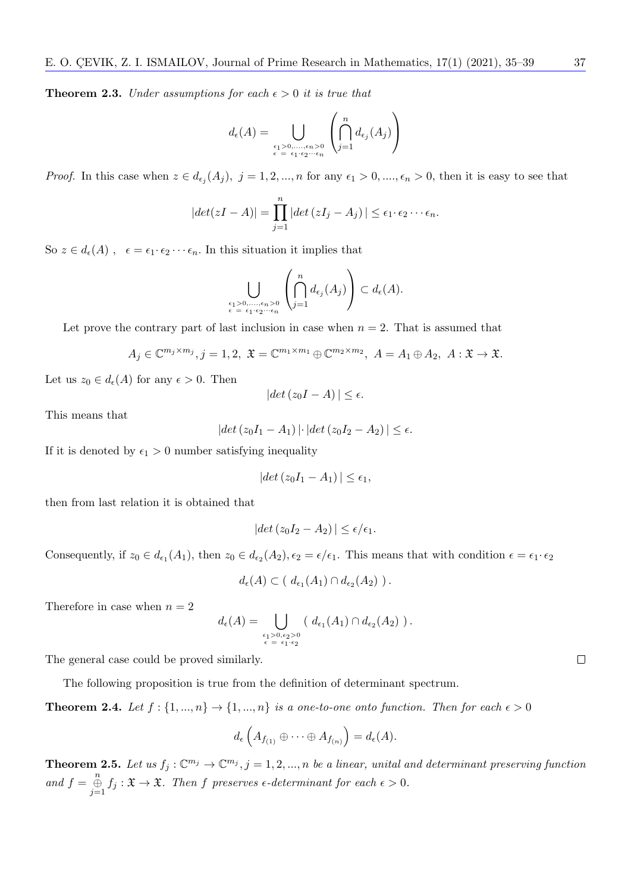**Theorem 2.3.** *Under assumptions for each $\epsilon > 0$ it is true that*

$$d_\epsilon(A) = \bigcup_{\substack{\epsilon_1>0,\ldots,\epsilon_n>0 \\ \epsilon \,=\, \epsilon_1\cdot\epsilon_2\cdots\epsilon_n}} \left( \bigcap_{j=1}^{n} d_{\epsilon_j}(A_j) \right)$$

*Proof.* In this case when $z \in d_{\epsilon_j}(A_j),\ j = 1, 2, ..., n$ for any $\epsilon_1 > 0, ...., \epsilon_n > 0$, then it is easy to see that

$$|det(zI - A)| = \prod_{j=1}^{n} |det\,(zI_j - A_j)\,| \leq \epsilon_1 \cdot \epsilon_2 \cdots \epsilon_n.$$

So $z \in d_\epsilon(A)$ , $\ \epsilon = \epsilon_1 \cdot \epsilon_2 \cdots \epsilon_n$. In this situation it implies that

$$\bigcup_{\substack{\epsilon_1>0,\ldots,\epsilon_n>0 \\ \epsilon \,=\, \epsilon_1\cdot\epsilon_2\cdots\epsilon_n}} \left( \bigcap_{j=1}^{n} d_{\epsilon_j}(A_j) \right) \subset d_\epsilon(A).$$

Let prove the contrary part of last inclusion in case when $n = 2$. That is assumed that

$$A_j \in \mathbb{C}^{m_j \times m_j}, j = 1, 2,\ \mathfrak{X} = \mathbb{C}^{m_1 \times m_1} \oplus \mathbb{C}^{m_2 \times m_2},\ A = A_1 \oplus A_2,\ A : \mathfrak{X} \to \mathfrak{X}.$$

Let us $z_0 \in d_\epsilon(A)$ for any $\epsilon > 0$. Then

$$|det\,(z_0 I - A)\,| \leq \epsilon.$$

This means that

$$|det\,(z_0 I_1 - A_1)\,| \cdot |det\,(z_0 I_2 - A_2)\,| \leq \epsilon.$$

If it is denoted by $\epsilon_1 > 0$ number satisfying inequality

$$|det\,(z_0 I_1 - A_1)\,| \leq \epsilon_1,$$

then from last relation it is obtained that

$$|det\,(z_0 I_2 - A_2)\,| \leq \epsilon / \epsilon_1.$$

Consequently, if $z_0 \in d_{\epsilon_1}(A_1)$, then $z_0 \in d_{\epsilon_2}(A_2), \epsilon_2 = \epsilon/\epsilon_1$. This means that with condition $\epsilon = \epsilon_1 \cdot \epsilon_2$

$$d_\epsilon(A) \subset (\ d_{\epsilon_1}(A_1) \cap d_{\epsilon_2}(A_2)\ ).$$

Therefore in case when $n = 2$

$$d_\epsilon(A) = \bigcup_{\substack{\epsilon_1>0,\epsilon_2>0 \\ \epsilon \,=\, \epsilon_1\cdot\epsilon_2}} (\ d_{\epsilon_1}(A_1) \cap d_{\epsilon_2}(A_2)\ ).$$

The general case could be proved similarly. □

The following proposition is true from the definition of determinant spectrum.

**Theorem 2.4.** *Let $f : \{1, ..., n\} \to \{1, ..., n\}$ is a one-to-one onto function. Then for each $\epsilon > 0$*

$$d_\epsilon \left( A_{f_{(1)}} \oplus \cdots \oplus A_{f_{(n)}} \right) = d_\epsilon(A).$$

**Theorem 2.5.** *Let us $f_j : \mathbb{C}^{m_j} \to \mathbb{C}^{m_j}, j = 1, 2, ..., n$ be a linear, unital and determinant preserving function and $f = \bigoplus_{j=1}^{n} f_j : \mathfrak{X} \to \mathfrak{X}$. Then $f$ preserves $\epsilon$-determinant for each $\epsilon > 0$.*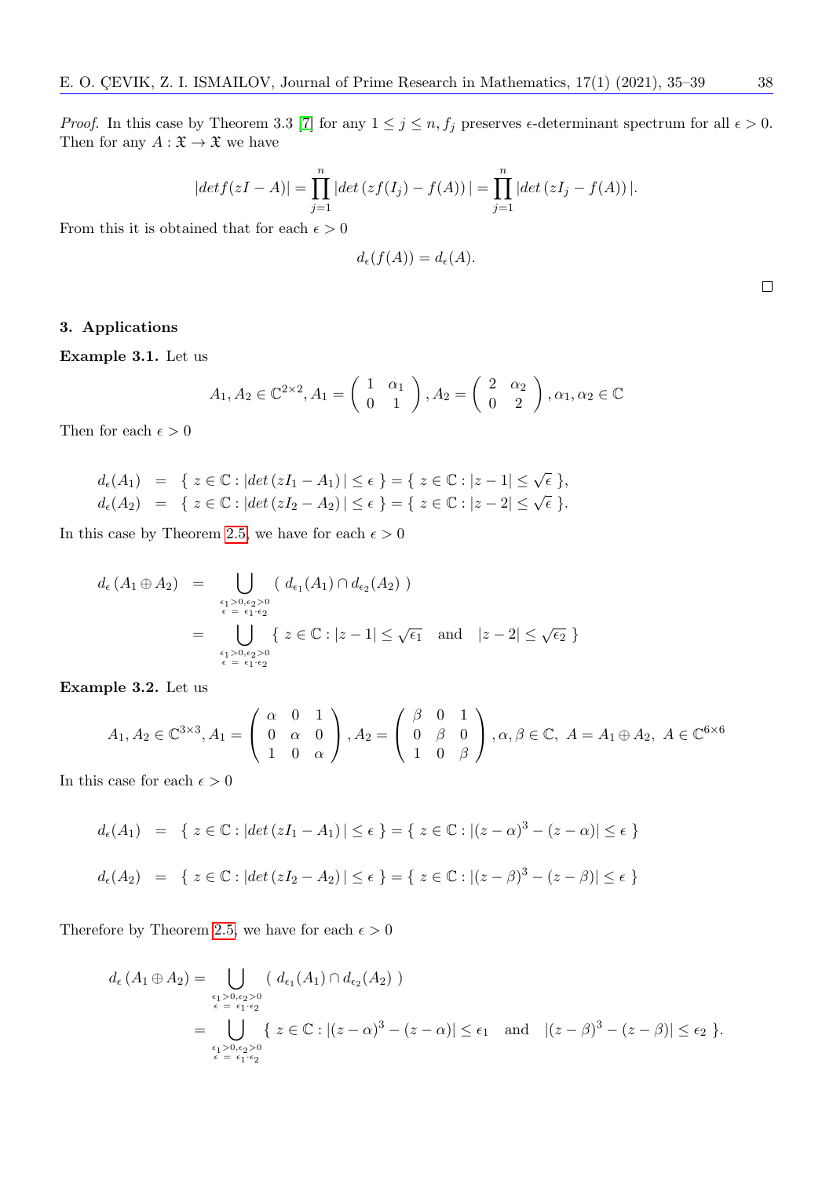*Proof.* In this case by Theorem 3.3 [7] for any $1 \leq j \leq n, f_j$ preserves $\epsilon$-determinant spectrum for all $\epsilon > 0$. Then for any $A : \mathfrak{X} \to \mathfrak{X}$ we have

$$|det f(zI - A)| = \prod_{j=1}^{n} |det\,(zf(I_j) - f(A))\,| = \prod_{j=1}^{n} |det\,(zI_j - f(A))\,|.$$

From this it is obtained that for each $\epsilon > 0$

$$d_\epsilon(f(A)) = d_\epsilon(A).$$

□

### 3. Applications

**Example 3.1.** Let us

$$A_1, A_2 \in \mathbb{C}^{2\times 2}, A_1 = \begin{pmatrix} 1 & \alpha_1 \\ 0 & 1 \end{pmatrix}, A_2 = \begin{pmatrix} 2 & \alpha_2 \\ 0 & 2 \end{pmatrix}, \alpha_1, \alpha_2 \in \mathbb{C}$$

Then for each $\epsilon > 0$

$$\begin{aligned} d_\epsilon(A_1) &= \{\, z \in \mathbb{C} : |det\,(zI_1 - A_1)\,| \leq \epsilon \,\} = \{\, z \in \mathbb{C} : |z-1| \leq \sqrt{\epsilon} \,\}, \\ d_\epsilon(A_2) &= \{\, z \in \mathbb{C} : |det\,(zI_2 - A_2)\,| \leq \epsilon \,\} = \{\, z \in \mathbb{C} : |z-2| \leq \sqrt{\epsilon} \,\}. \end{aligned}$$

In this case by Theorem 2.5, we have for each $\epsilon > 0$

$$\begin{aligned} d_\epsilon\,(A_1 \oplus A_2) &= \bigcup_{\substack{\epsilon_1>0,\epsilon_2>0 \\ \epsilon\,=\,\epsilon_1\cdot\epsilon_2}} (\ d_{\epsilon_1}(A_1) \cap d_{\epsilon_2}(A_2)\ ) \\ &= \bigcup_{\substack{\epsilon_1>0,\epsilon_2>0 \\ \epsilon\,=\,\epsilon_1\cdot\epsilon_2}} \{\, z \in \mathbb{C} : |z-1| \leq \sqrt{\epsilon_1} \quad \text{and} \quad |z-2| \leq \sqrt{\epsilon_2} \,\} \end{aligned}$$

**Example 3.2.** Let us

$$A_1, A_2 \in \mathbb{C}^{3\times 3}, A_1 = \begin{pmatrix} \alpha & 0 & 1 \\ 0 & \alpha & 0 \\ 1 & 0 & \alpha \end{pmatrix}, A_2 = \begin{pmatrix} \beta & 0 & 1 \\ 0 & \beta & 0 \\ 1 & 0 & \beta \end{pmatrix}, \alpha, \beta \in \mathbb{C},\ A = A_1 \oplus A_2,\ A \in \mathbb{C}^{6\times 6}$$

In this case for each $\epsilon > 0$

$$d_\epsilon(A_1) = \{\, z \in \mathbb{C} : |det\,(zI_1 - A_1)\,| \leq \epsilon \,\} = \{\, z \in \mathbb{C} : |(z-\alpha)^3 - (z-\alpha)| \leq \epsilon \,\}$$

$$d_\epsilon(A_2) = \{\, z \in \mathbb{C} : |det\,(zI_2 - A_2)\,| \leq \epsilon \,\} = \{\, z \in \mathbb{C} : |(z-\beta)^3 - (z-\beta)| \leq \epsilon \,\}$$

Therefore by Theorem 2.5, we have for each $\epsilon > 0$

$$\begin{aligned} d_\epsilon\,(A_1 \oplus A_2) &= \bigcup_{\substack{\epsilon_1>0,\epsilon_2>0 \\ \epsilon\,=\,\epsilon_1\cdot\epsilon_2}} (\ d_{\epsilon_1}(A_1) \cap d_{\epsilon_2}(A_2)\ ) \\ &= \bigcup_{\substack{\epsilon_1>0,\epsilon_2>0 \\ \epsilon\,=\,\epsilon_1\cdot\epsilon_2}} \{\, z \in \mathbb{C} : |(z-\alpha)^3 - (z-\alpha)| \leq \epsilon_1 \quad \text{and} \quad |(z-\beta)^3 - (z-\beta)| \leq \epsilon_2 \,\}. \end{aligned}$$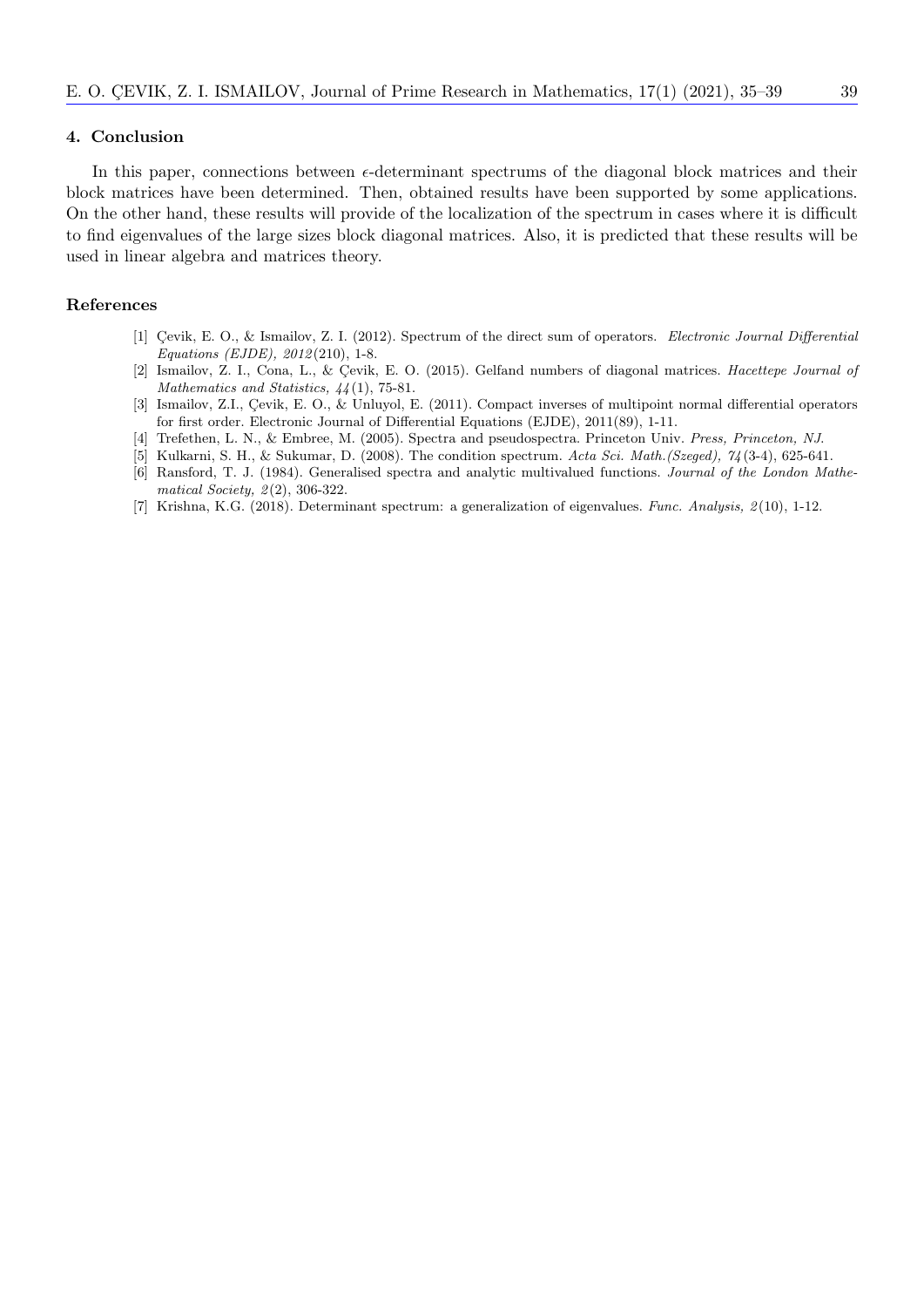## 4. Conclusion

In this paper, connections between $\epsilon$-determinant spectrums of the diagonal block matrices and their block matrices have been determined. Then, obtained results have been supported by some applications. On the other hand, these results will provide of the localization of the spectrum in cases where it is difficult to find eigenvalues of the large sizes block diagonal matrices. Also, it is predicted that these results will be used in linear algebra and matrices theory.

## References

[1] Çevik, E. O., & Ismailov, Z. I. (2012). Spectrum of the direct sum of operators. *Electronic Journal Differential Equations (EJDE), 2012*(210), 1-8.

[2] Ismailov, Z. I., Cona, L., & Çevik, E. O. (2015). Gelfand numbers of diagonal matrices. *Hacettepe Journal of Mathematics and Statistics, 44*(1), 75-81.

[3] Ismailov, Z.I., Çevik, E. O., & Unluyol, E. (2011). Compact inverses of multipoint normal differential operators for first order. Electronic Journal of Differential Equations (EJDE), 2011(89), 1-11.

[4] Trefethen, L. N., & Embree, M. (2005). Spectra and pseudospectra. Princeton Univ. *Press, Princeton, NJ.*

[5] Kulkarni, S. H., & Sukumar, D. (2008). The condition spectrum. *Acta Sci. Math.(Szeged), 74*(3-4), 625-641.

[6] Ransford, T. J. (1984). Generalised spectra and analytic multivalued functions. *Journal of the London Mathematical Society, 2*(2), 306-322.

[7] Krishna, K.G. (2018). Determinant spectrum: a generalization of eigenvalues. *Func. Analysis, 2*(10), 1-12.